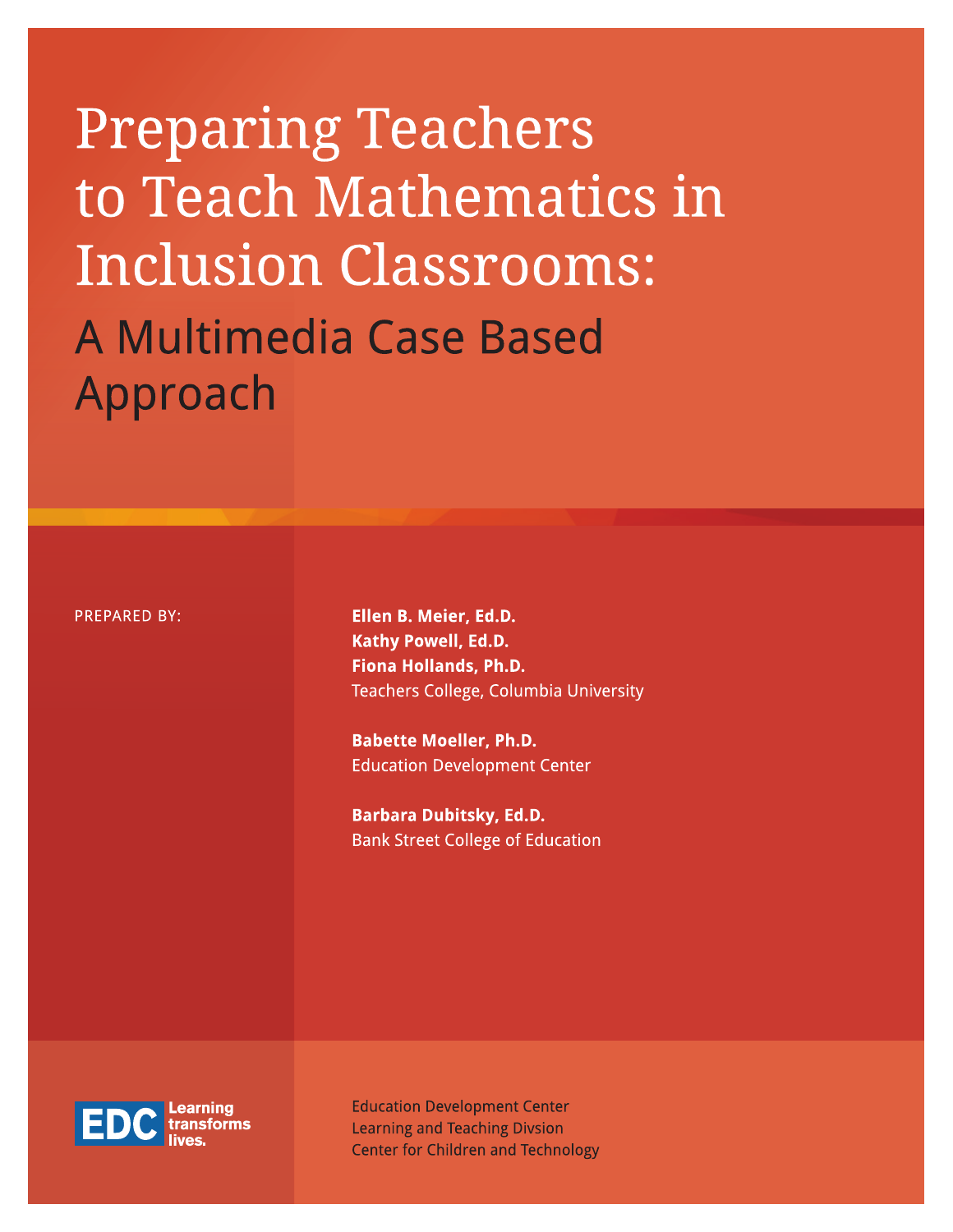# Preparing Teachers to Teach Mathematics in Inclusion Classrooms:

## A Multimedia Case Based Approach

PREPARED BY:

**Ellen B. Meier, Ed.D.**
**Kathy Powell, Ed.D.**
**Fiona Hollands, Ph.D.**
Teachers College, Columbia University

**Babette Moeller, Ph.D.**
Education Development Center

**Barbara Dubitsky, Ed.D.**
Bank Street College of Education

EDC Learning transforms lives.

Education Development Center
Learning and Teaching Divsion
Center for Children and Technology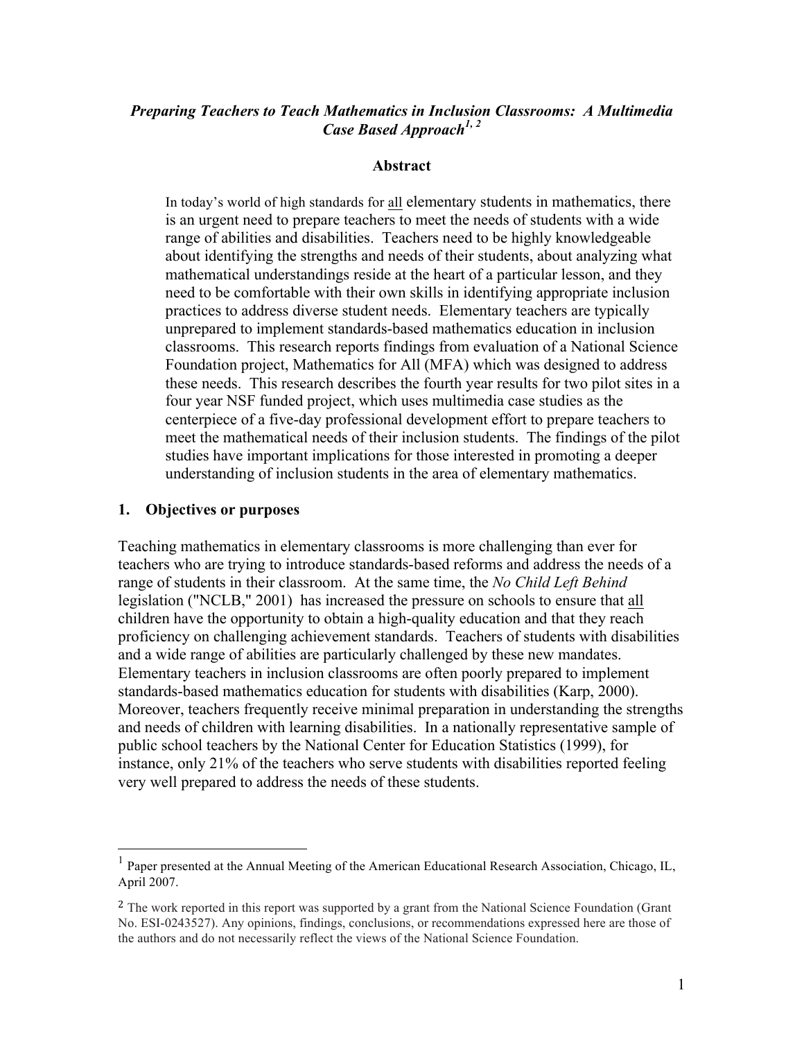## *Preparing Teachers to Teach Mathematics in Inclusion Classrooms: A Multimedia Case Based Approach*[1, 2]

### Abstract

In today's world of high standards for all elementary students in mathematics, there is an urgent need to prepare teachers to meet the needs of students with a wide range of abilities and disabilities. Teachers need to be highly knowledgeable about identifying the strengths and needs of their students, about analyzing what mathematical understandings reside at the heart of a particular lesson, and they need to be comfortable with their own skills in identifying appropriate inclusion practices to address diverse student needs. Elementary teachers are typically unprepared to implement standards-based mathematics education in inclusion classrooms. This research reports findings from evaluation of a National Science Foundation project, Mathematics for All (MFA) which was designed to address these needs. This research describes the fourth year results for two pilot sites in a four year NSF funded project, which uses multimedia case studies as the centerpiece of a five-day professional development effort to prepare teachers to meet the mathematical needs of their inclusion students. The findings of the pilot studies have important implications for those interested in promoting a deeper understanding of inclusion students in the area of elementary mathematics.

### 1. Objectives or purposes

Teaching mathematics in elementary classrooms is more challenging than ever for teachers who are trying to introduce standards-based reforms and address the needs of a range of students in their classroom. At the same time, the *No Child Left Behind* legislation ("NCLB," 2001) has increased the pressure on schools to ensure that all children have the opportunity to obtain a high-quality education and that they reach proficiency on challenging achievement standards. Teachers of students with disabilities and a wide range of abilities are particularly challenged by these new mandates. Elementary teachers in inclusion classrooms are often poorly prepared to implement standards-based mathematics education for students with disabilities (Karp, 2000). Moreover, teachers frequently receive minimal preparation in understanding the strengths and needs of children with learning disabilities. In a nationally representative sample of public school teachers by the National Center for Education Statistics (1999), for instance, only 21% of the teachers who serve students with disabilities reported feeling very well prepared to address the needs of these students.

---

[1] Paper presented at the Annual Meeting of the American Educational Research Association, Chicago, IL, April 2007.

[2] The work reported in this report was supported by a grant from the National Science Foundation (Grant No. ESI-0243527). Any opinions, findings, conclusions, or recommendations expressed here are those of the authors and do not necessarily reflect the views of the National Science Foundation.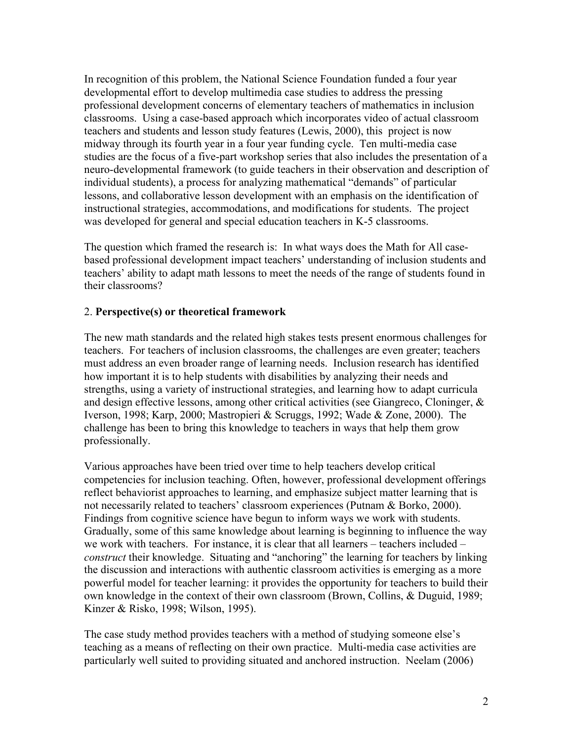In recognition of this problem, the National Science Foundation funded a four year developmental effort to develop multimedia case studies to address the pressing professional development concerns of elementary teachers of mathematics in inclusion classrooms. Using a case-based approach which incorporates video of actual classroom teachers and students and lesson study features (Lewis, 2000), this project is now midway through its fourth year in a four year funding cycle. Ten multi-media case studies are the focus of a five-part workshop series that also includes the presentation of a neuro-developmental framework (to guide teachers in their observation and description of individual students), a process for analyzing mathematical "demands" of particular lessons, and collaborative lesson development with an emphasis on the identification of instructional strategies, accommodations, and modifications for students. The project was developed for general and special education teachers in K-5 classrooms.

The question which framed the research is: In what ways does the Math for All case-based professional development impact teachers' understanding of inclusion students and teachers' ability to adapt math lessons to meet the needs of the range of students found in their classrooms?

## 2. **Perspective(s) or theoretical framework**

The new math standards and the related high stakes tests present enormous challenges for teachers. For teachers of inclusion classrooms, the challenges are even greater; teachers must address an even broader range of learning needs. Inclusion research has identified how important it is to help students with disabilities by analyzing their needs and strengths, using a variety of instructional strategies, and learning how to adapt curricula and design effective lessons, among other critical activities (see Giangreco, Cloninger, & Iverson, 1998; Karp, 2000; Mastropieri & Scruggs, 1992; Wade & Zone, 2000). The challenge has been to bring this knowledge to teachers in ways that help them grow professionally.

Various approaches have been tried over time to help teachers develop critical competencies for inclusion teaching. Often, however, professional development offerings reflect behaviorist approaches to learning, and emphasize subject matter learning that is not necessarily related to teachers' classroom experiences (Putnam & Borko, 2000). Findings from cognitive science have begun to inform ways we work with students. Gradually, some of this same knowledge about learning is beginning to influence the way we work with teachers. For instance, it is clear that all learners – teachers included – *construct* their knowledge. Situating and "anchoring" the learning for teachers by linking the discussion and interactions with authentic classroom activities is emerging as a more powerful model for teacher learning: it provides the opportunity for teachers to build their own knowledge in the context of their own classroom (Brown, Collins, & Duguid, 1989; Kinzer & Risko, 1998; Wilson, 1995).

The case study method provides teachers with a method of studying someone else's teaching as a means of reflecting on their own practice. Multi-media case activities are particularly well suited to providing situated and anchored instruction. Neelam (2006)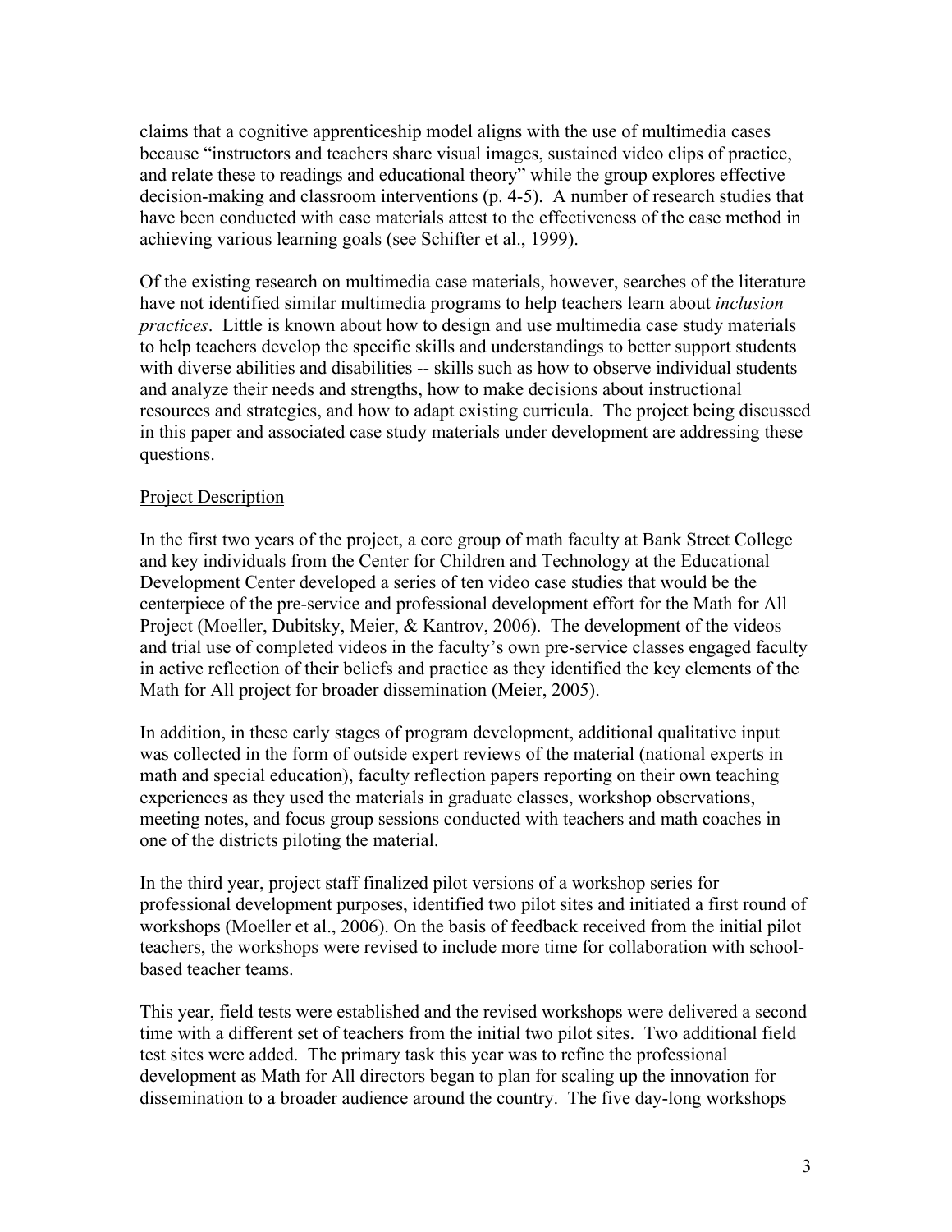claims that a cognitive apprenticeship model aligns with the use of multimedia cases because "instructors and teachers share visual images, sustained video clips of practice, and relate these to readings and educational theory" while the group explores effective decision-making and classroom interventions (p. 4-5). A number of research studies that have been conducted with case materials attest to the effectiveness of the case method in achieving various learning goals (see Schifter et al., 1999).

Of the existing research on multimedia case materials, however, searches of the literature have not identified similar multimedia programs to help teachers learn about *inclusion practices*. Little is known about how to design and use multimedia case study materials to help teachers develop the specific skills and understandings to better support students with diverse abilities and disabilities -- skills such as how to observe individual students and analyze their needs and strengths, how to make decisions about instructional resources and strategies, and how to adapt existing curricula. The project being discussed in this paper and associated case study materials under development are addressing these questions.

## Project Description

In the first two years of the project, a core group of math faculty at Bank Street College and key individuals from the Center for Children and Technology at the Educational Development Center developed a series of ten video case studies that would be the centerpiece of the pre-service and professional development effort for the Math for All Project (Moeller, Dubitsky, Meier, & Kantrov, 2006). The development of the videos and trial use of completed videos in the faculty's own pre-service classes engaged faculty in active reflection of their beliefs and practice as they identified the key elements of the Math for All project for broader dissemination (Meier, 2005).

In addition, in these early stages of program development, additional qualitative input was collected in the form of outside expert reviews of the material (national experts in math and special education), faculty reflection papers reporting on their own teaching experiences as they used the materials in graduate classes, workshop observations, meeting notes, and focus group sessions conducted with teachers and math coaches in one of the districts piloting the material.

In the third year, project staff finalized pilot versions of a workshop series for professional development purposes, identified two pilot sites and initiated a first round of workshops (Moeller et al., 2006). On the basis of feedback received from the initial pilot teachers, the workshops were revised to include more time for collaboration with school-based teacher teams.

This year, field tests were established and the revised workshops were delivered a second time with a different set of teachers from the initial two pilot sites. Two additional field test sites were added. The primary task this year was to refine the professional development as Math for All directors began to plan for scaling up the innovation for dissemination to a broader audience around the country. The five day-long workshops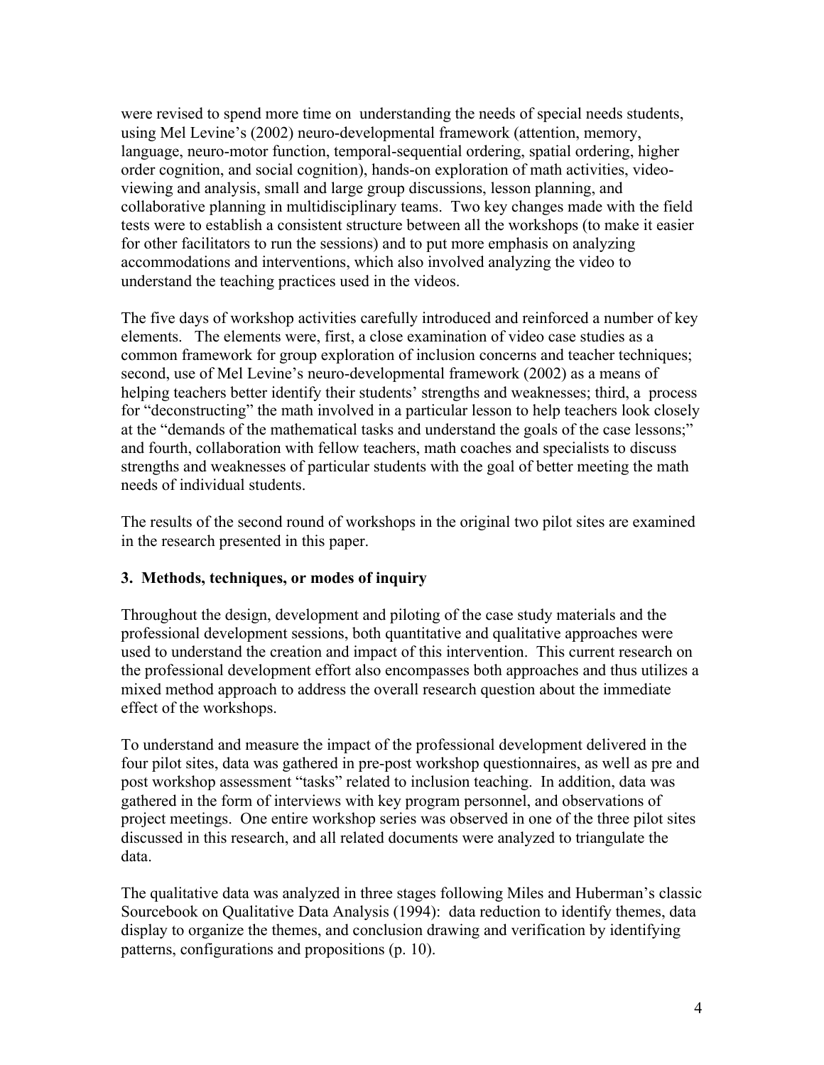were revised to spend more time on  understanding the needs of special needs students, using Mel Levine's (2002) neuro-developmental framework (attention, memory, language, neuro-motor function, temporal-sequential ordering, spatial ordering, higher order cognition, and social cognition), hands-on exploration of math activities, video-viewing and analysis, small and large group discussions, lesson planning, and collaborative planning in multidisciplinary teams.  Two key changes made with the field tests were to establish a consistent structure between all the workshops (to make it easier for other facilitators to run the sessions) and to put more emphasis on analyzing accommodations and interventions, which also involved analyzing the video to understand the teaching practices used in the videos.

The five days of workshop activities carefully introduced and reinforced a number of key elements.   The elements were, first, a close examination of video case studies as a common framework for group exploration of inclusion concerns and teacher techniques; second, use of Mel Levine's neuro-developmental framework (2002) as a means of helping teachers better identify their students' strengths and weaknesses; third, a  process for "deconstructing" the math involved in a particular lesson to help teachers look closely at the "demands of the mathematical tasks and understand the goals of the case lessons;" and fourth, collaboration with fellow teachers, math coaches and specialists to discuss strengths and weaknesses of particular students with the goal of better meeting the math needs of individual students.

The results of the second round of workshops in the original two pilot sites are examined in the research presented in this paper.

## 3.  Methods, techniques, or modes of inquiry

Throughout the design, development and piloting of the case study materials and the professional development sessions, both quantitative and qualitative approaches were used to understand the creation and impact of this intervention.  This current research on the professional development effort also encompasses both approaches and thus utilizes a mixed method approach to address the overall research question about the immediate effect of the workshops.

To understand and measure the impact of the professional development delivered in the four pilot sites, data was gathered in pre-post workshop questionnaires, as well as pre and post workshop assessment "tasks" related to inclusion teaching.  In addition, data was gathered in the form of interviews with key program personnel, and observations of project meetings.  One entire workshop series was observed in one of the three pilot sites discussed in this research, and all related documents were analyzed to triangulate the data.

The qualitative data was analyzed in three stages following Miles and Huberman's classic Sourcebook on Qualitative Data Analysis (1994):  data reduction to identify themes, data display to organize the themes, and conclusion drawing and verification by identifying patterns, configurations and propositions (p. 10).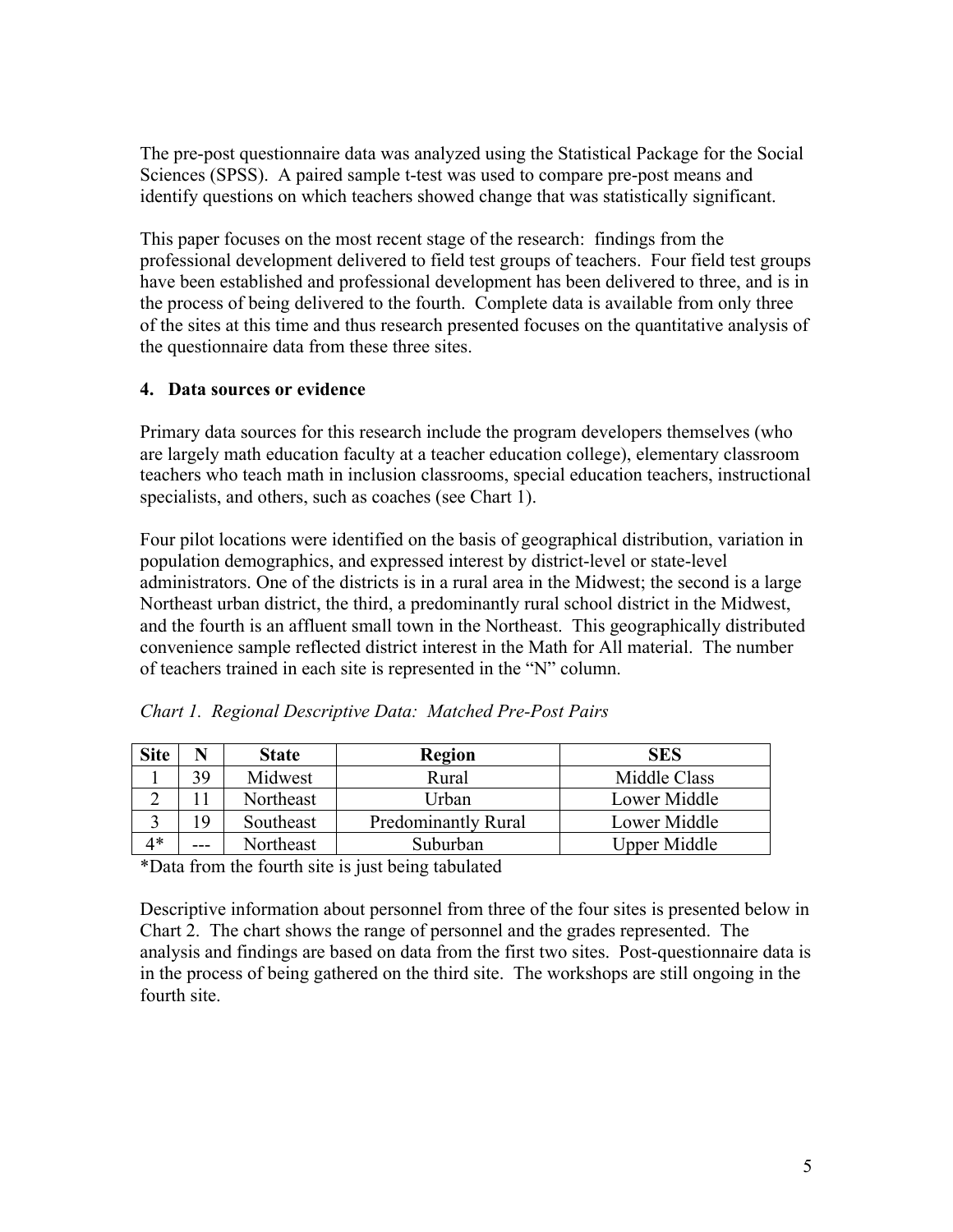The pre-post questionnaire data was analyzed using the Statistical Package for the Social Sciences (SPSS). A paired sample t-test was used to compare pre-post means and identify questions on which teachers showed change that was statistically significant.

This paper focuses on the most recent stage of the research: findings from the professional development delivered to field test groups of teachers. Four field test groups have been established and professional development has been delivered to three, and is in the process of being delivered to the fourth. Complete data is available from only three of the sites at this time and thus research presented focuses on the quantitative analysis of the questionnaire data from these three sites.

### 4. Data sources or evidence

Primary data sources for this research include the program developers themselves (who are largely math education faculty at a teacher education college), elementary classroom teachers who teach math in inclusion classrooms, special education teachers, instructional specialists, and others, such as coaches (see Chart 1).

Four pilot locations were identified on the basis of geographical distribution, variation in population demographics, and expressed interest by district-level or state-level administrators. One of the districts is in a rural area in the Midwest; the second is a large Northeast urban district, the third, a predominantly rural school district in the Midwest, and the fourth is an affluent small town in the Northeast. This geographically distributed convenience sample reflected district interest in the Math for All material. The number of teachers trained in each site is represented in the "N" column.

*Chart 1. Regional Descriptive Data: Matched Pre-Post Pairs*

| Site | N | State | Region | SES |
|---|---|---|---|---|
| 1 | 39 | Midwest | Rural | Middle Class |
| 2 | 11 | Northeast | Urban | Lower Middle |
| 3 | 19 | Southeast | Predominantly Rural | Lower Middle |
| 4* | --- | Northeast | Suburban | Upper Middle |

*Data from the fourth site is just being tabulated

Descriptive information about personnel from three of the four sites is presented below in Chart 2. The chart shows the range of personnel and the grades represented. The analysis and findings are based on data from the first two sites. Post-questionnaire data is in the process of being gathered on the third site. The workshops are still ongoing in the fourth site.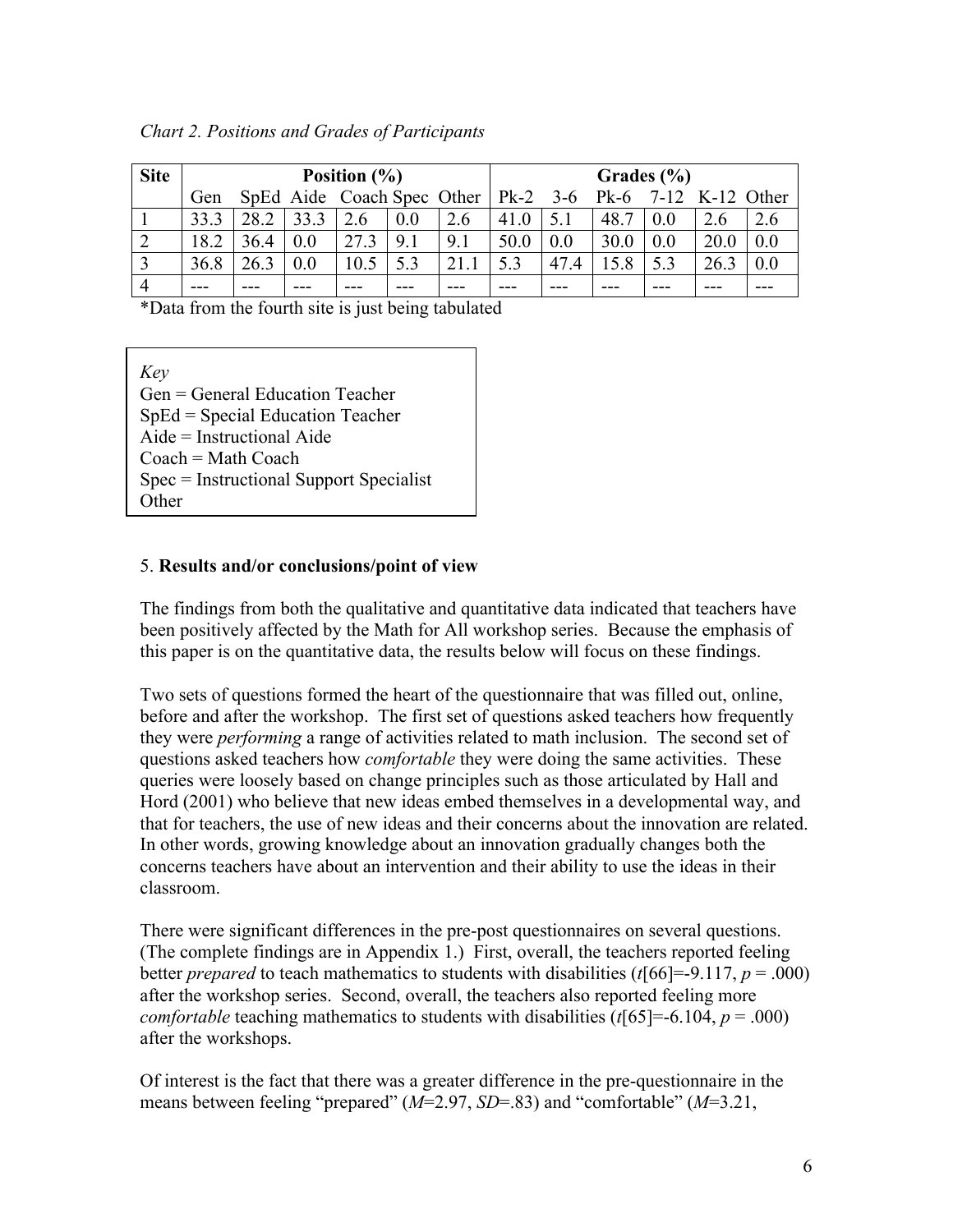*Chart 2. Positions and Grades of Participants*

| Site | Position (%) | | | | | | Grades (%) | | | | | |
|---|---|---|---|---|---|---|---|---|---|---|---|---|
| | Gen | SpEd | Aide | Coach | Spec | Other | Pk-2 | 3-6 | Pk-6 | 7-12 | K-12 | Other |
| 1 | 33.3 | 28.2 | 33.3 | 2.6 | 0.0 | 2.6 | 41.0 | 5.1 | 48.7 | 0.0 | 2.6 | 2.6 |
| 2 | 18.2 | 36.4 | 0.0 | 27.3 | 9.1 | 9.1 | 50.0 | 0.0 | 30.0 | 0.0 | 20.0 | 0.0 |
| 3 | 36.8 | 26.3 | 0.0 | 10.5 | 5.3 | 21.1 | 5.3 | 47.4 | 15.8 | 5.3 | 26.3 | 0.0 |
| 4 | --- | --- | --- | --- | --- | --- | --- | --- | --- | --- | --- | --- |

*Data from the fourth site is just being tabulated

*Key*
Gen = General Education Teacher
SpEd = Special Education Teacher
Aide = Instructional Aide
Coach = Math Coach
Spec = Instructional Support Specialist
Other

5. **Results and/or conclusions/point of view**

The findings from both the qualitative and quantitative data indicated that teachers have been positively affected by the Math for All workshop series. Because the emphasis of this paper is on the quantitative data, the results below will focus on these findings.

Two sets of questions formed the heart of the questionnaire that was filled out, online, before and after the workshop. The first set of questions asked teachers how frequently they were *performing* a range of activities related to math inclusion. The second set of questions asked teachers how *comfortable* they were doing the same activities. These queries were loosely based on change principles such as those articulated by Hall and Hord (2001) who believe that new ideas embed themselves in a developmental way, and that for teachers, the use of new ideas and their concerns about the innovation are related. In other words, growing knowledge about an innovation gradually changes both the concerns teachers have about an intervention and their ability to use the ideas in their classroom.

There were significant differences in the pre-post questionnaires on several questions. (The complete findings are in Appendix 1.) First, overall, the teachers reported feeling better *prepared* to teach mathematics to students with disabilities ($t[66]=-9.117$, $p = .000$) after the workshop series. Second, overall, the teachers also reported feeling more *comfortable* teaching mathematics to students with disabilities ($t[65]=-6.104$, $p = .000$) after the workshops.

Of interest is the fact that there was a greater difference in the pre-questionnaire in the means between feeling "prepared" ($M$=2.97, $SD$=.83) and "comfortable" ($M$=3.21,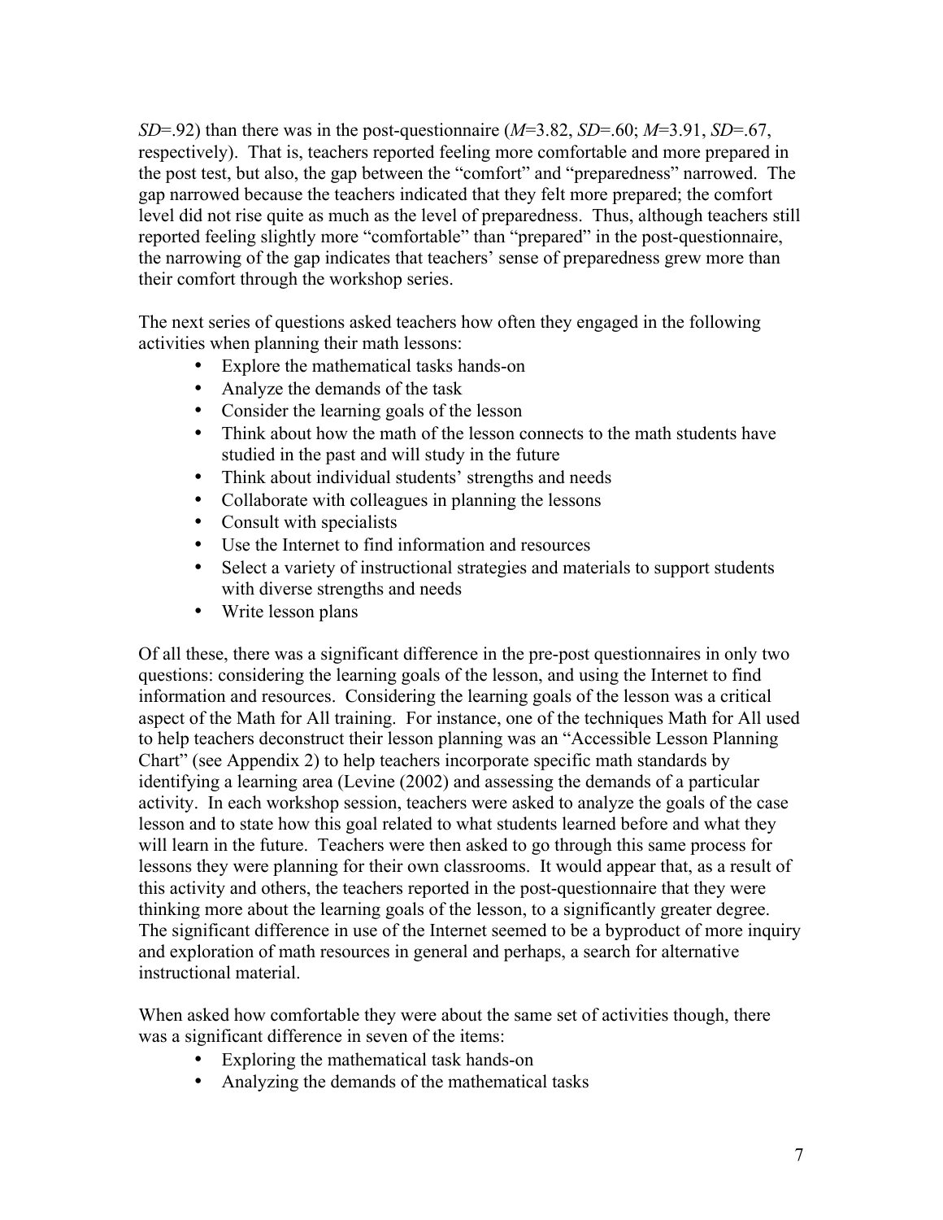*SD*=.92) than there was in the post-questionnaire (*M*=3.82, *SD*=.60; *M*=3.91, *SD*=.67, respectively). That is, teachers reported feeling more comfortable and more prepared in the post test, but also, the gap between the "comfort" and "preparedness" narrowed. The gap narrowed because the teachers indicated that they felt more prepared; the comfort level did not rise quite as much as the level of preparedness. Thus, although teachers still reported feeling slightly more "comfortable" than "prepared" in the post-questionnaire, the narrowing of the gap indicates that teachers' sense of preparedness grew more than their comfort through the workshop series.

The next series of questions asked teachers how often they engaged in the following activities when planning their math lessons:

- Explore the mathematical tasks hands-on
- Analyze the demands of the task
- Consider the learning goals of the lesson
- Think about how the math of the lesson connects to the math students have studied in the past and will study in the future
- Think about individual students' strengths and needs
- Collaborate with colleagues in planning the lessons
- Consult with specialists
- Use the Internet to find information and resources
- Select a variety of instructional strategies and materials to support students with diverse strengths and needs
- Write lesson plans

Of all these, there was a significant difference in the pre-post questionnaires in only two questions: considering the learning goals of the lesson, and using the Internet to find information and resources. Considering the learning goals of the lesson was a critical aspect of the Math for All training. For instance, one of the techniques Math for All used to help teachers deconstruct their lesson planning was an "Accessible Lesson Planning Chart" (see Appendix 2) to help teachers incorporate specific math standards by identifying a learning area (Levine (2002) and assessing the demands of a particular activity. In each workshop session, teachers were asked to analyze the goals of the case lesson and to state how this goal related to what students learned before and what they will learn in the future. Teachers were then asked to go through this same process for lessons they were planning for their own classrooms. It would appear that, as a result of this activity and others, the teachers reported in the post-questionnaire that they were thinking more about the learning goals of the lesson, to a significantly greater degree. The significant difference in use of the Internet seemed to be a byproduct of more inquiry and exploration of math resources in general and perhaps, a search for alternative instructional material.

When asked how comfortable they were about the same set of activities though, there was a significant difference in seven of the items:

- Exploring the mathematical task hands-on
- Analyzing the demands of the mathematical tasks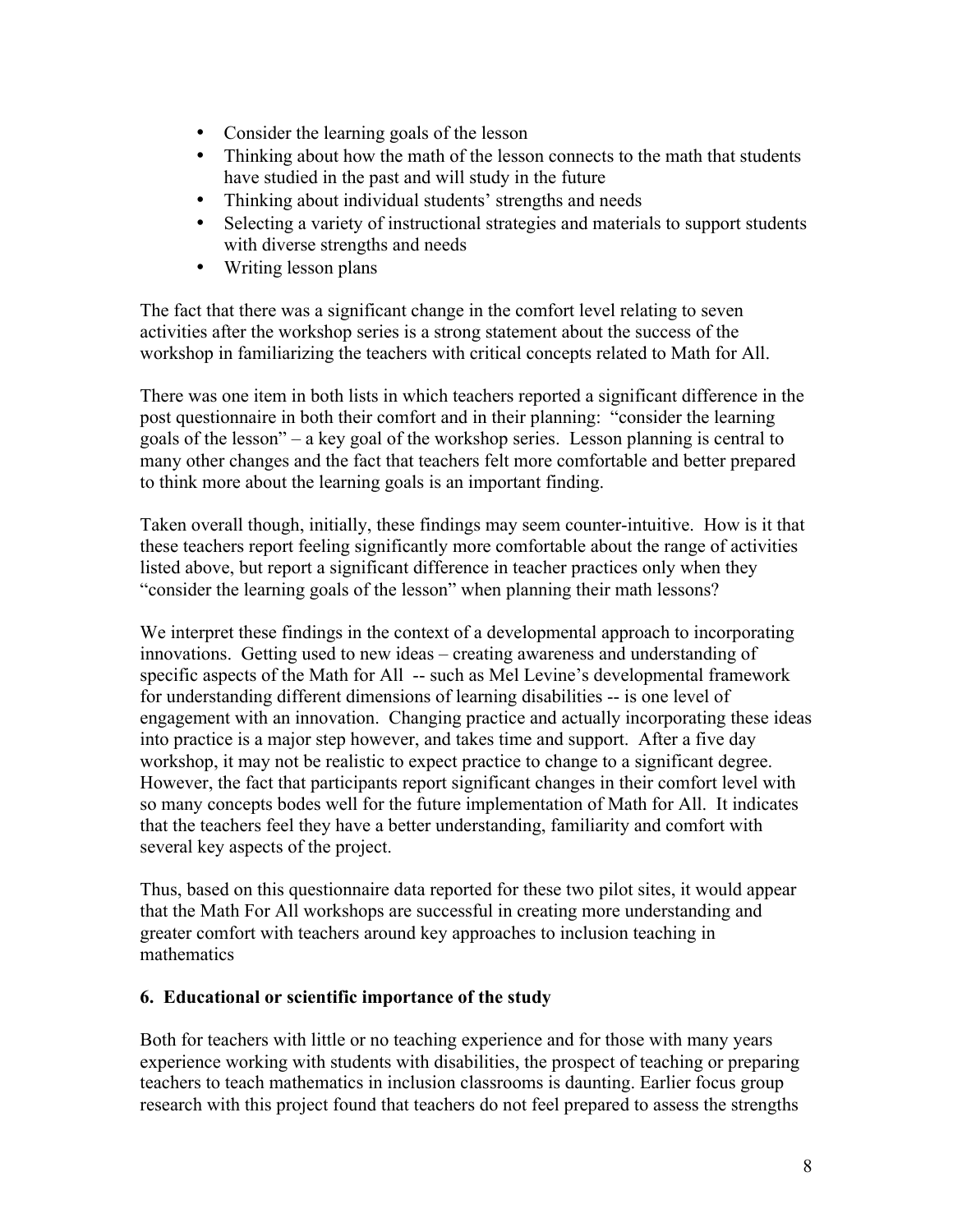- Consider the learning goals of the lesson
- Thinking about how the math of the lesson connects to the math that students have studied in the past and will study in the future
- Thinking about individual students' strengths and needs
- Selecting a variety of instructional strategies and materials to support students with diverse strengths and needs
- Writing lesson plans

The fact that there was a significant change in the comfort level relating to seven activities after the workshop series is a strong statement about the success of the workshop in familiarizing the teachers with critical concepts related to Math for All.

There was one item in both lists in which teachers reported a significant difference in the post questionnaire in both their comfort and in their planning: "consider the learning goals of the lesson" – a key goal of the workshop series. Lesson planning is central to many other changes and the fact that teachers felt more comfortable and better prepared to think more about the learning goals is an important finding.

Taken overall though, initially, these findings may seem counter-intuitive. How is it that these teachers report feeling significantly more comfortable about the range of activities listed above, but report a significant difference in teacher practices only when they "consider the learning goals of the lesson" when planning their math lessons?

We interpret these findings in the context of a developmental approach to incorporating innovations. Getting used to new ideas – creating awareness and understanding of specific aspects of the Math for All -- such as Mel Levine's developmental framework for understanding different dimensions of learning disabilities -- is one level of engagement with an innovation. Changing practice and actually incorporating these ideas into practice is a major step however, and takes time and support. After a five day workshop, it may not be realistic to expect practice to change to a significant degree. However, the fact that participants report significant changes in their comfort level with so many concepts bodes well for the future implementation of Math for All. It indicates that the teachers feel they have a better understanding, familiarity and comfort with several key aspects of the project.

Thus, based on this questionnaire data reported for these two pilot sites, it would appear that the Math For All workshops are successful in creating more understanding and greater comfort with teachers around key approaches to inclusion teaching in mathematics

### 6. Educational or scientific importance of the study

Both for teachers with little or no teaching experience and for those with many years experience working with students with disabilities, the prospect of teaching or preparing teachers to teach mathematics in inclusion classrooms is daunting. Earlier focus group research with this project found that teachers do not feel prepared to assess the strengths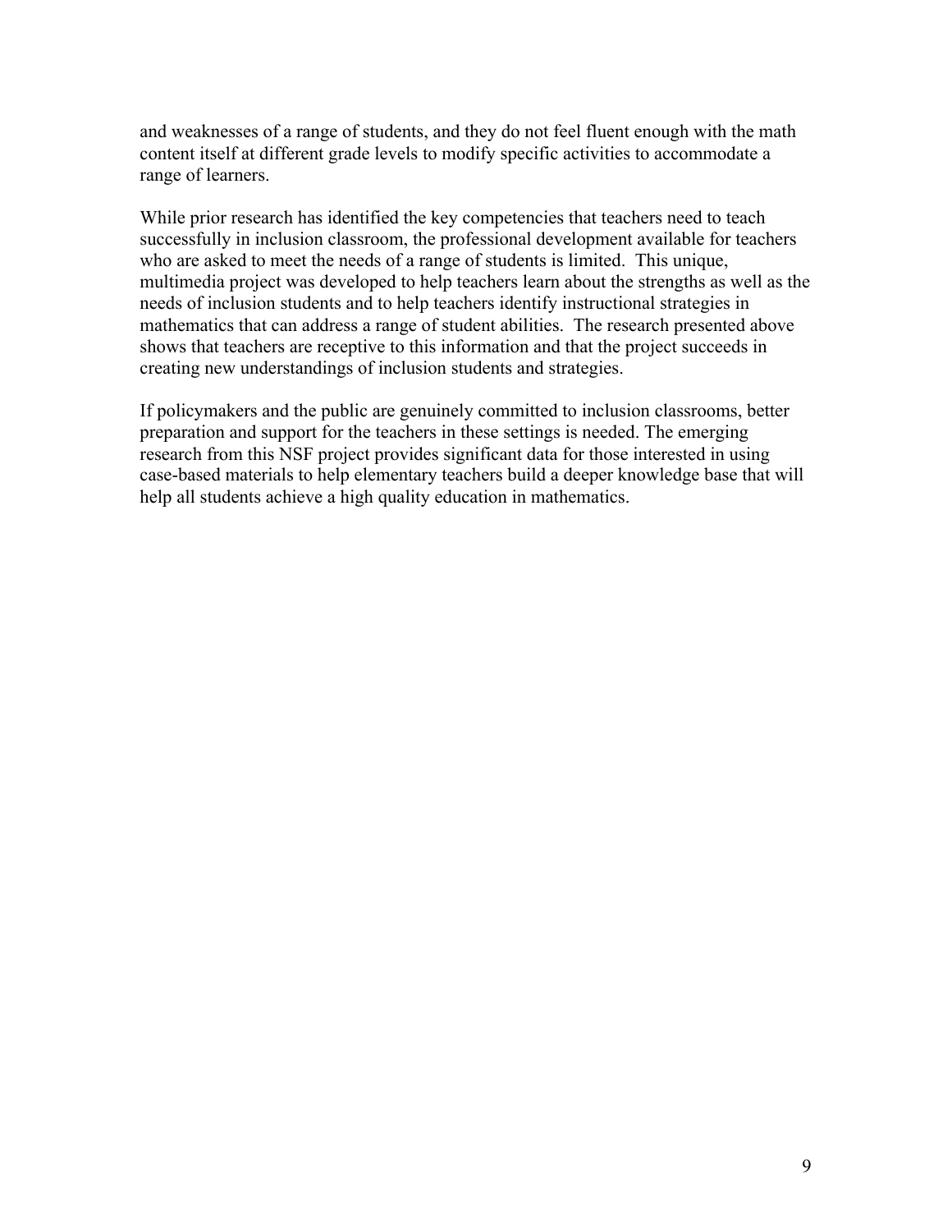and weaknesses of a range of students, and they do not feel fluent enough with the math content itself at different grade levels to modify specific activities to accommodate a range of learners.

While prior research has identified the key competencies that teachers need to teach successfully in inclusion classroom, the professional development available for teachers who are asked to meet the needs of a range of students is limited. This unique, multimedia project was developed to help teachers learn about the strengths as well as the needs of inclusion students and to help teachers identify instructional strategies in mathematics that can address a range of student abilities. The research presented above shows that teachers are receptive to this information and that the project succeeds in creating new understandings of inclusion students and strategies.

If policymakers and the public are genuinely committed to inclusion classrooms, better preparation and support for the teachers in these settings is needed. The emerging research from this NSF project provides significant data for those interested in using case-based materials to help elementary teachers build a deeper knowledge base that will help all students achieve a high quality education in mathematics.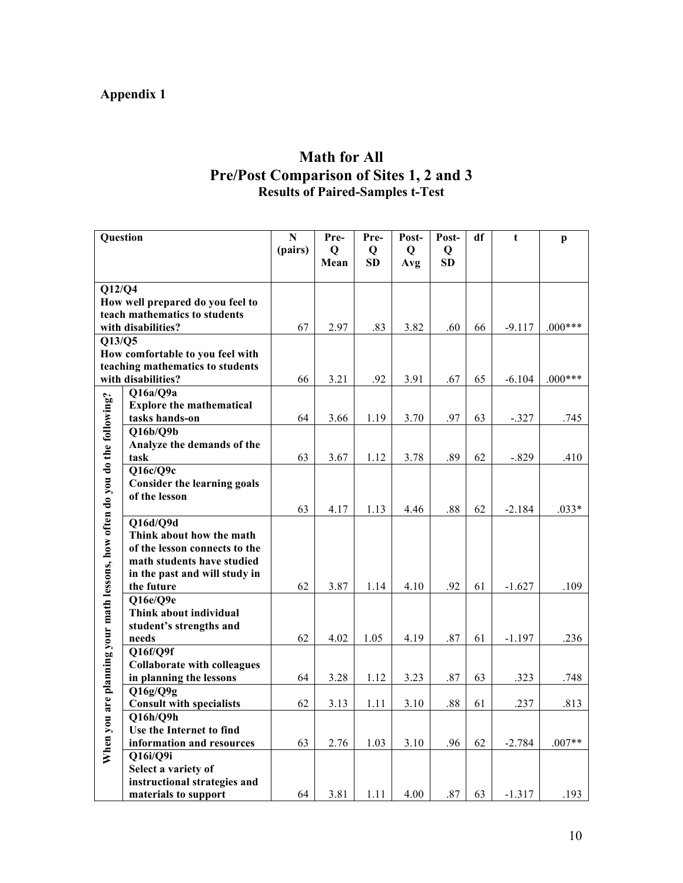**Appendix 1**

# Math for All
## Pre/Post Comparison of Sites 1, 2 and 3
### Results of Paired-Samples t-Test

| Question | | N (pairs) | Pre-Q Mean | Pre-Q SD | Post-Q Avg | Post-Q SD | df | t | p |
|---|---|---|---|---|---|---|---|---|---|
| **Q12/Q4 How well prepared do you feel to teach mathematics to students with disabilities?** | | 67 | 2.97 | .83 | 3.82 | .60 | 66 | -9.117 | .000*** |
| **Q13/Q5 How comfortable to you feel with teaching mathematics to students with disabilities?** | | 66 | 3.21 | .92 | 3.91 | .67 | 65 | -6.104 | .000*** |
| **When you are planning your math lessons, how often do you do the following?** | **Q16a/Q9a Explore the mathematical tasks hands-on** | 64 | 3.66 | 1.19 | 3.70 | .97 | 63 | -.327 | .745 |
| | **Q16b/Q9b Analyze the demands of the task** | 63 | 3.67 | 1.12 | 3.78 | .89 | 62 | -.829 | .410 |
| | **Q16c/Q9c Consider the learning goals of the lesson** | 63 | 4.17 | 1.13 | 4.46 | .88 | 62 | -2.184 | .033* |
| | **Q16d/Q9d Think about how the math of the lesson connects to the math students have studied in the past and will study in the future** | 62 | 3.87 | 1.14 | 4.10 | .92 | 61 | -1.627 | .109 |
| | **Q16e/Q9e Think about individual student's strengths and needs** | 62 | 4.02 | 1.05 | 4.19 | .87 | 61 | -1.197 | .236 |
| | **Q16f/Q9f Collaborate with colleagues in planning the lessons** | 64 | 3.28 | 1.12 | 3.23 | .87 | 63 | .323 | .748 |
| | **Q16g/Q9g Consult with specialists** | 62 | 3.13 | 1.11 | 3.10 | .88 | 61 | .237 | .813 |
| | **Q16h/Q9h Use the Internet to find information and resources** | 63 | 2.76 | 1.03 | 3.10 | .96 | 62 | -2.784 | .007** |
| | **Q16i/Q9i Select a variety of instructional strategies and materials to support** | 64 | 3.81 | 1.11 | 4.00 | .87 | 63 | -1.317 | .193 |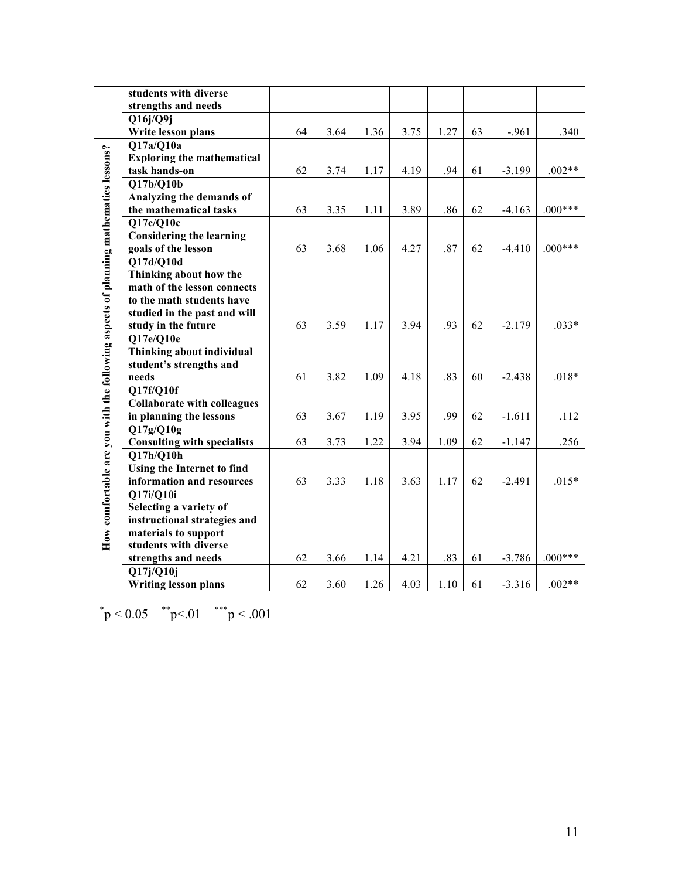| | | | | | | | | | |
|---|---|---|---|---|---|---|---|---|---|
| | students with diverse strengths and needs | | | | | | | | |
| | Q16j/Q9j Write lesson plans | 64 | 3.64 | 1.36 | 3.75 | 1.27 | 63 | -.961 | .340 |
| How comfortable are you with the following aspects of planning mathematics lessons? | Q17a/Q10a Exploring the mathematical task hands-on | 62 | 3.74 | 1.17 | 4.19 | .94 | 61 | -3.199 | .002** |
| | Q17b/Q10b Analyzing the demands of the mathematical tasks | 63 | 3.35 | 1.11 | 3.89 | .86 | 62 | -4.163 | .000*** |
| | Q17c/Q10c Considering the learning goals of the lesson | 63 | 3.68 | 1.06 | 4.27 | .87 | 62 | -4.410 | .000*** |
| | Q17d/Q10d Thinking about how the math of the lesson connects to the math students have studied in the past and will study in the future | 63 | 3.59 | 1.17 | 3.94 | .93 | 62 | -2.179 | .033* |
| | Q17e/Q10e Thinking about individual student's strengths and needs | 61 | 3.82 | 1.09 | 4.18 | .83 | 60 | -2.438 | .018* |
| | Q17f/Q10f Collaborate with colleagues in planning the lessons | 63 | 3.67 | 1.19 | 3.95 | .99 | 62 | -1.611 | .112 |
| | Q17g/Q10g Consulting with specialists | 63 | 3.73 | 1.22 | 3.94 | 1.09 | 62 | -1.147 | .256 |
| | Q17h/Q10h Using the Internet to find information and resources | 63 | 3.33 | 1.18 | 3.63 | 1.17 | 62 | -2.491 | .015* |
| | Q17i/Q10i Selecting a variety of instructional strategies and materials to support students with diverse strengths and needs | 62 | 3.66 | 1.14 | 4.21 | .83 | 61 | -3.786 | .000*** |
| | Q17j/Q10j Writing lesson plans | 62 | 3.60 | 1.26 | 4.03 | 1.10 | 61 | -3.316 | .002** |

$^{*}p < 0.05$ $^{**}p<.01$ $^{***}p < .001$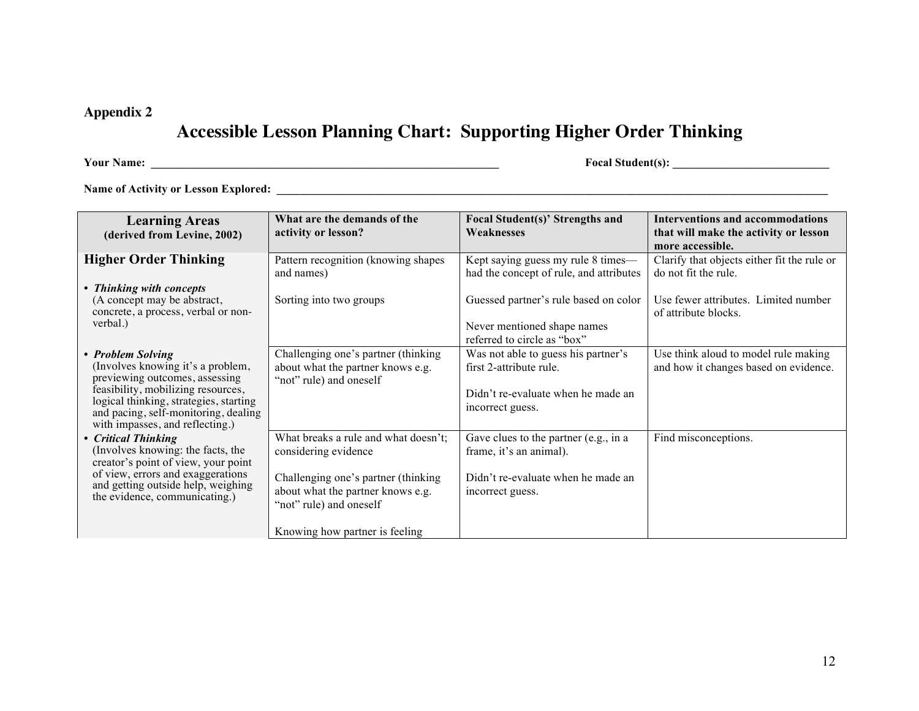**Appendix 2**

# Accessible Lesson Planning Chart: Supporting Higher Order Thinking

**Your Name:** ______________________________ **Focal Student(s):** ______________________

**Name of Activity or Lesson Explored:** ________________________________________________

| **Learning Areas** (derived from Levine, 2002) | **What are the demands of the activity or lesson?** | **Focal Student(s)' Strengths and Weaknesses** | **Interventions and accommodations that will make the activity or lesson more accessible.** |
|---|---|---|---|
| **Higher Order Thinking**<br><br>• ***Thinking with concepts*** (A concept may be abstract, concrete, a process, verbal or non-verbal.) | Pattern recognition (knowing shapes and names)<br><br>Sorting into two groups | Kept saying guess my rule 8 times—had the concept of rule, and attributes<br><br>Guessed partner's rule based on color<br><br>Never mentioned shape names referred to circle as "box" | Clarify that objects either fit the rule or do not fit the rule.<br><br>Use fewer attributes. Limited number of attribute blocks. |
| • ***Problem Solving*** (Involves knowing it's a problem, previewing outcomes, assessing feasibility, mobilizing resources, logical thinking, strategies, starting and pacing, self-monitoring, dealing with impasses, and reflecting.) | Challenging one's partner (thinking about what the partner knows e.g. "not" rule) and oneself | Was not able to guess his partner's first 2-attribute rule.<br><br>Didn't re-evaluate when he made an incorrect guess. | Use think aloud to model rule making and how it changes based on evidence. |
| • ***Critical Thinking*** (Involves knowing: the facts, the creator's point of view, your point of view, errors and exaggerations and getting outside help, weighing the evidence, communicating.) | What breaks a rule and what doesn't; considering evidence<br><br>Challenging one's partner (thinking about what the partner knows e.g. "not" rule) and oneself<br><br>Knowing how partner is feeling | Gave clues to the partner (e.g., in a frame, it's an animal).<br><br>Didn't re-evaluate when he made an incorrect guess. | Find misconceptions. |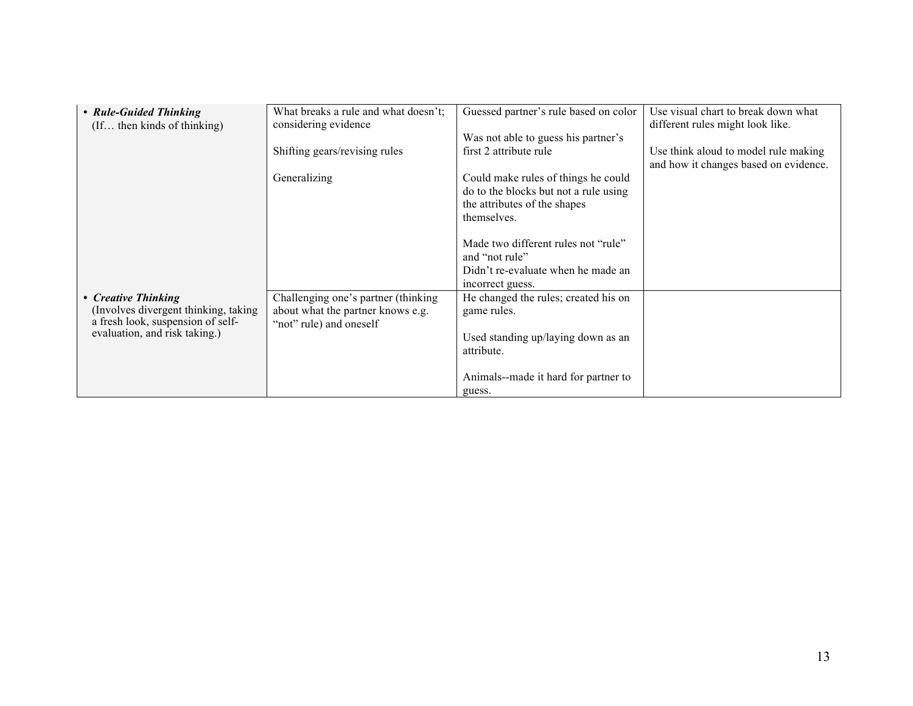| | | | |
|---|---|---|---|
| • ***Rule-Guided Thinking*** (If… then kinds of thinking) | What breaks a rule and what doesn't; considering evidence<br><br>Shifting gears/revising rules<br><br>Generalizing | Guessed partner's rule based on color<br><br>Was not able to guess his partner's first 2 attribute rule<br><br>Could make rules of things he could do to the blocks but not a rule using the attributes of the shapes themselves.<br><br>Made two different rules not "rule" and "not rule"<br>Didn't re-evaluate when he made an incorrect guess. | Use visual chart to break down what different rules might look like.<br><br>Use think aloud to model rule making and how it changes based on evidence. |
| • ***Creative Thinking*** (Involves divergent thinking, taking a fresh look, suspension of self-evaluation, and risk taking.) | Challenging one's partner (thinking about what the partner knows e.g. "not" rule) and oneself | He changed the rules; created his on game rules.<br><br>Used standing up/laying down as an attribute.<br><br>Animals--made it hard for partner to guess. | |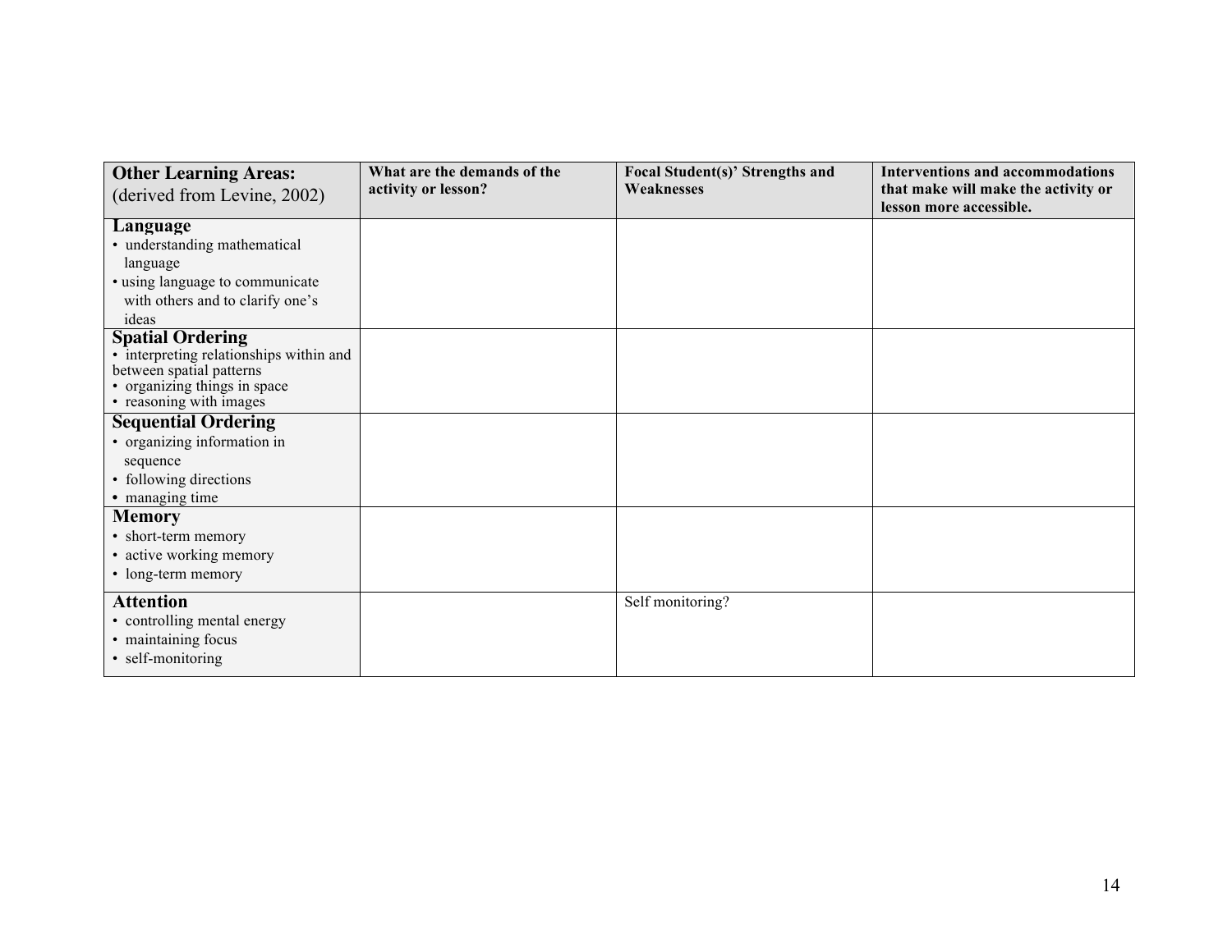| **Other Learning Areas:** (derived from Levine, 2002) | **What are the demands of the activity or lesson?** | **Focal Student(s)' Strengths and Weaknesses** | **Interventions and accommodations that make will make the activity or lesson more accessible.** |
|---|---|---|---|
| **Language**<br>• understanding mathematical language<br>• using language to communicate with others and to clarify one's ideas | | | |
| **Spatial Ordering**<br>• interpreting relationships within and between spatial patterns<br>• organizing things in space<br>• reasoning with images | | | |
| **Sequential Ordering**<br>• organizing information in sequence<br>• following directions<br>• managing time | | | |
| **Memory**<br>• short-term memory<br>• active working memory<br>• long-term memory | | | |
| **Attention**<br>• controlling mental energy<br>• maintaining focus<br>• self-monitoring | | Self monitoring? | |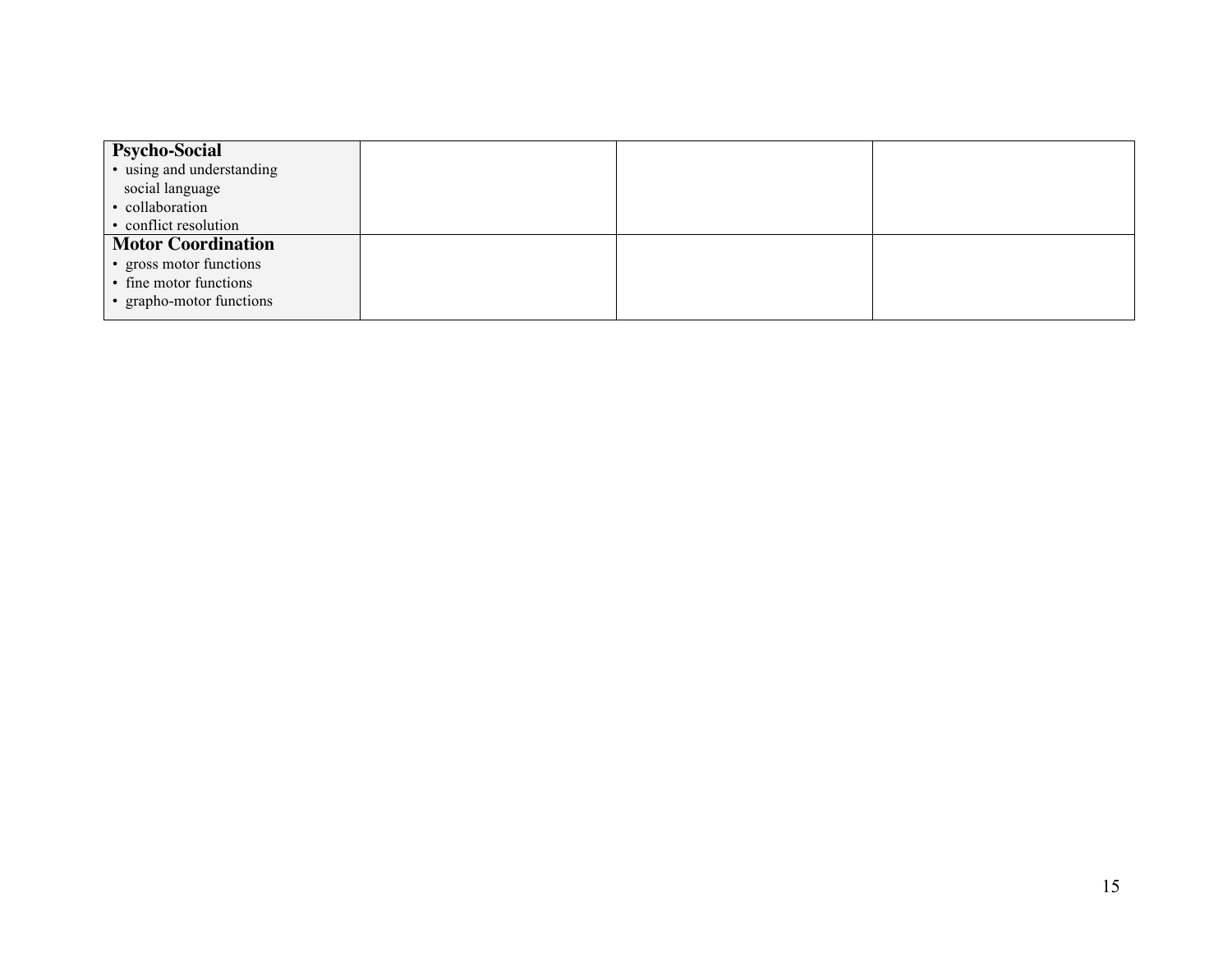| | | | |
|---|---|---|---|
| **Psycho-Social**<br>• using and understanding social language<br>• collaboration<br>• conflict resolution | | | |
| **Motor Coordination**<br>• gross motor functions<br>• fine motor functions<br>• grapho-motor functions | | | |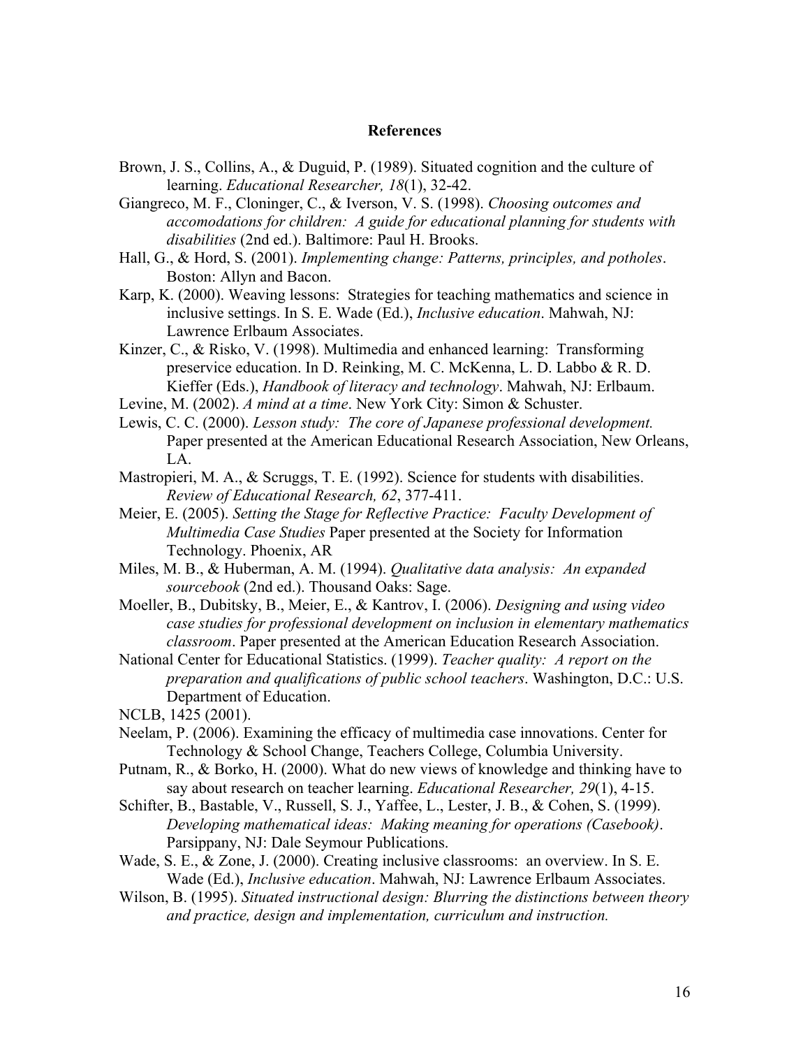## References

Brown, J. S., Collins, A., & Duguid, P. (1989). Situated cognition and the culture of learning. *Educational Researcher, 18*(1), 32-42.

Giangreco, M. F., Cloninger, C., & Iverson, V. S. (1998). *Choosing outcomes and accomodations for children: A guide for educational planning for students with disabilities* (2nd ed.). Baltimore: Paul H. Brooks.

Hall, G., & Hord, S. (2001). *Implementing change: Patterns, principles, and potholes*. Boston: Allyn and Bacon.

Karp, K. (2000). Weaving lessons: Strategies for teaching mathematics and science in inclusive settings. In S. E. Wade (Ed.), *Inclusive education*. Mahwah, NJ: Lawrence Erlbaum Associates.

Kinzer, C., & Risko, V. (1998). Multimedia and enhanced learning: Transforming preservice education. In D. Reinking, M. C. McKenna, L. D. Labbo & R. D. Kieffer (Eds.), *Handbook of literacy and technology*. Mahwah, NJ: Erlbaum.

Levine, M. (2002). *A mind at a time*. New York City: Simon & Schuster.

Lewis, C. C. (2000). *Lesson study: The core of Japanese professional development.* Paper presented at the American Educational Research Association, New Orleans, LA.

Mastropieri, M. A., & Scruggs, T. E. (1992). Science for students with disabilities. *Review of Educational Research, 62*, 377-411.

Meier, E. (2005). *Setting the Stage for Reflective Practice: Faculty Development of Multimedia Case Studies* Paper presented at the Society for Information Technology. Phoenix, AR

Miles, M. B., & Huberman, A. M. (1994). *Qualitative data analysis: An expanded sourcebook* (2nd ed.). Thousand Oaks: Sage.

Moeller, B., Dubitsky, B., Meier, E., & Kantrov, I. (2006). *Designing and using video case studies for professional development on inclusion in elementary mathematics classroom*. Paper presented at the American Education Research Association.

National Center for Educational Statistics. (1999). *Teacher quality: A report on the preparation and qualifications of public school teachers*. Washington, D.C.: U.S. Department of Education.

NCLB, 1425 (2001).

Neelam, P. (2006). Examining the efficacy of multimedia case innovations. Center for Technology & School Change, Teachers College, Columbia University.

Putnam, R., & Borko, H. (2000). What do new views of knowledge and thinking have to say about research on teacher learning. *Educational Researcher, 29*(1), 4-15.

Schifter, B., Bastable, V., Russell, S. J., Yaffee, L., Lester, J. B., & Cohen, S. (1999). *Developing mathematical ideas: Making meaning for operations (Casebook)*. Parsippany, NJ: Dale Seymour Publications.

Wade, S. E., & Zone, J. (2000). Creating inclusive classrooms: an overview. In S. E. Wade (Ed.), *Inclusive education*. Mahwah, NJ: Lawrence Erlbaum Associates.

Wilson, B. (1995). *Situated instructional design: Blurring the distinctions between theory and practice, design and implementation, curriculum and instruction.*